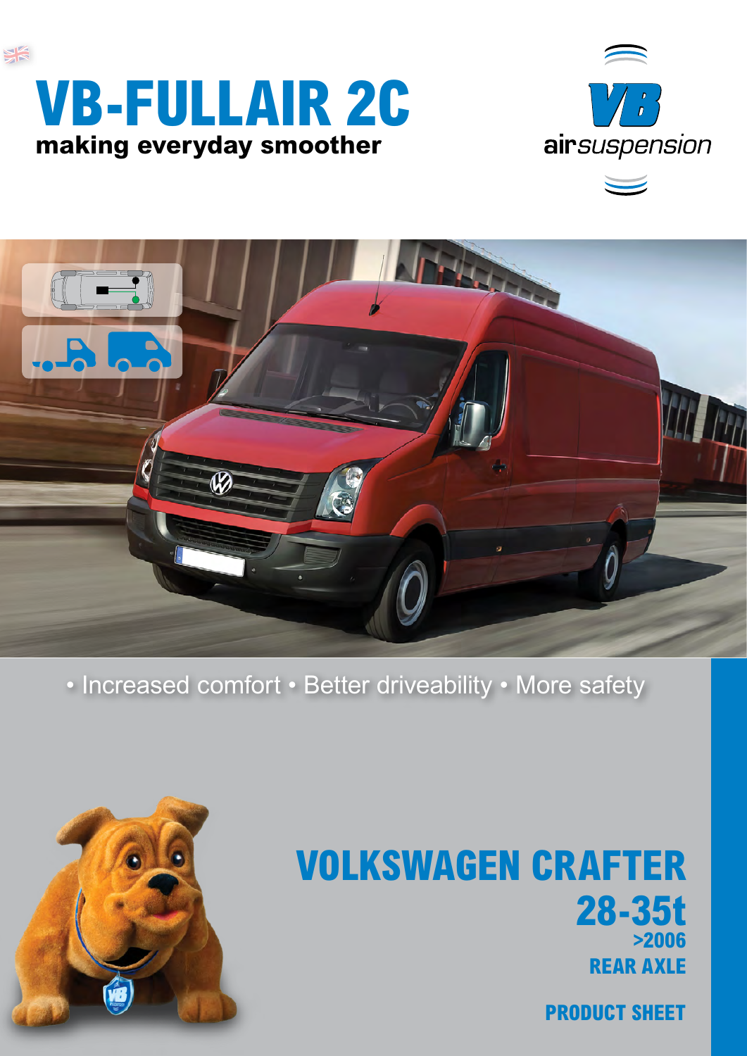# VB-FULLAIR 2C

**making everyday smoother**

airsuspension

• Increased comfort • Better driveability • More safety

## VOLKSWAGEN CRAFTER

## 28-35t

**>2006**

**REAR AXLE**

**PRODUCT SHEET**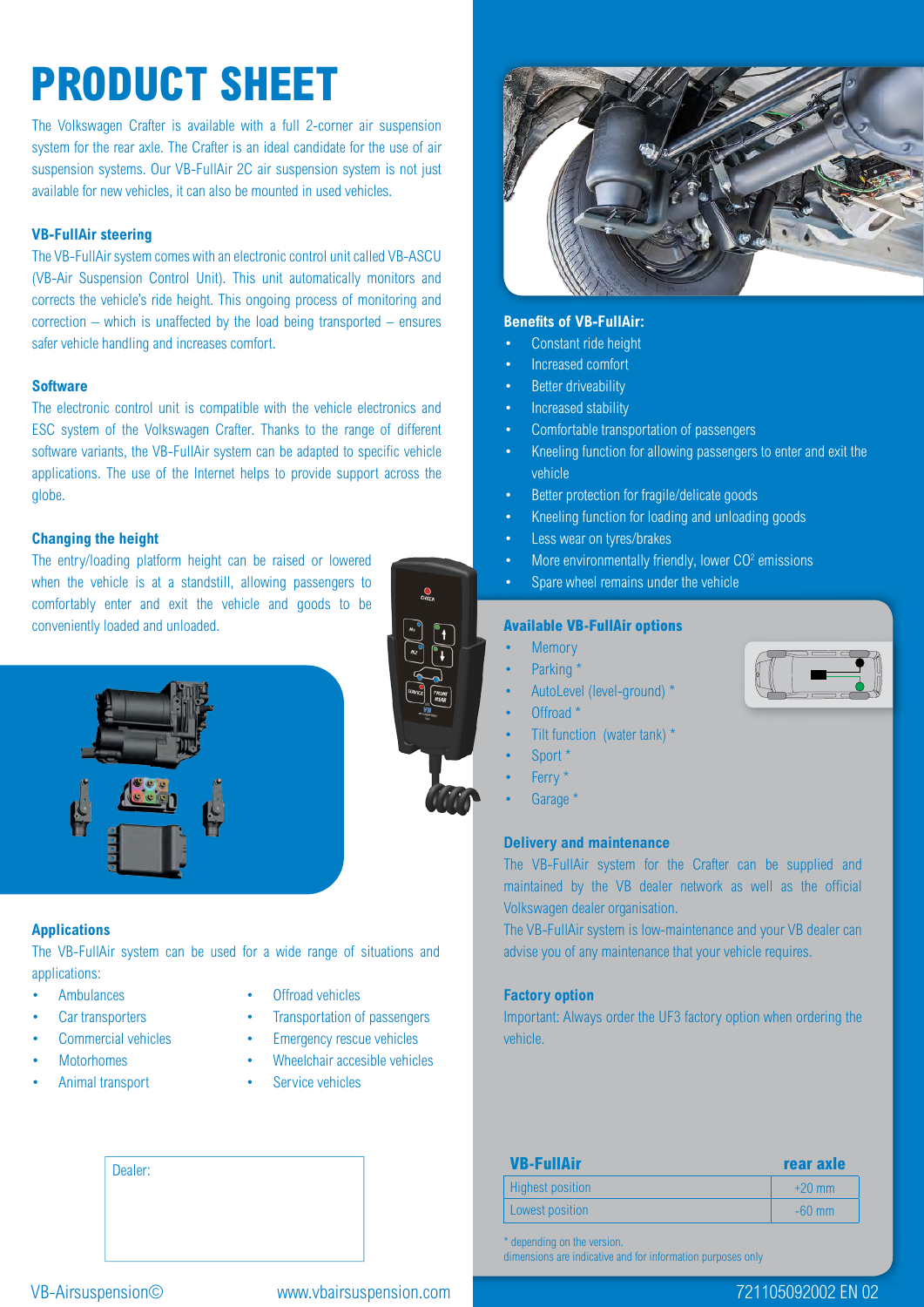# PRODUCT SHEET

The Volkswagen Crafter is available with a full 2-corner air suspension system for the rear axle. The Crafter is an ideal candidate for the use of air suspension systems. Our VB-FullAir 2C air suspension system is not just available for new vehicles, it can also be mounted in used vehicles.

### VB-FullAir steering

The VB-FullAir system comes with an electronic control unit called VB-ASCU (VB-Air Suspension Control Unit). This unit automatically monitors and corrects the vehicle's ride height. This ongoing process of monitoring and correction – which is unaffected by the load being transported – ensures safer vehicle handling and increases comfort.

### Software

The electronic control unit is compatible with the vehicle electronics and ESC system of the Volkswagen Crafter. Thanks to the range of different software variants, the VB-FullAir system can be adapted to specific vehicle applications. The use of the Internet helps to provide support across the globe.

### Changing the height

The entry/loading platform height can be raised or lowered when the vehicle is at a standstill, allowing passengers to comfortably enter and exit the vehicle and goods to be conveniently loaded and unloaded.

### Applications

The VB-FullAir system can be used for a wide range of situations and applications:

- Ambulances
- Car transporters
- Commercial vehicles
- Motorhomes
- Animal transport
- Offroad vehicles
- Transportation of passengers
- Emergency rescue vehicles
- Wheelchair accesible vehicles
- Service vehicles

Dealer:

### Benefits of VB-FullAir:

- Constant ride height
- Increased comfort
- Better driveability
- Increased stability
- Comfortable transportation of passengers
- Kneeling function for allowing passengers to enter and exit the vehicle
- Better protection for fragile/delicate goods
- Kneeling function for loading and unloading goods
- Less wear on tyres/brakes
- More environmentally friendly, lower $CO^2$ emissions
- Spare wheel remains under the vehicle

### Available VB-FullAir options

- Memory
- Parking *
- AutoLevel (level-ground) *
- Offroad *
- Tilt function (water tank) *
- Sport *
- Ferry *
- Garage *

### Delivery and maintenance

The VB-FullAir system for the Crafter can be supplied and maintained by the VB dealer network as well as the official Volkswagen dealer organisation.

The VB-FullAir system is low-maintenance and your VB dealer can advise you of any maintenance that your vehicle requires.

### Factory option

Important: Always order the UF3 factory option when ordering the vehicle.

| VB-FullAir | rear axle |
|---|---|
| Highest position | +20 mm |
| Lowest position | -60 mm |

\* depending on the version.
dimensions are indicative and for information purposes only

VB-Airsuspension© www.vbairsuspension.com 721105092002 EN 02